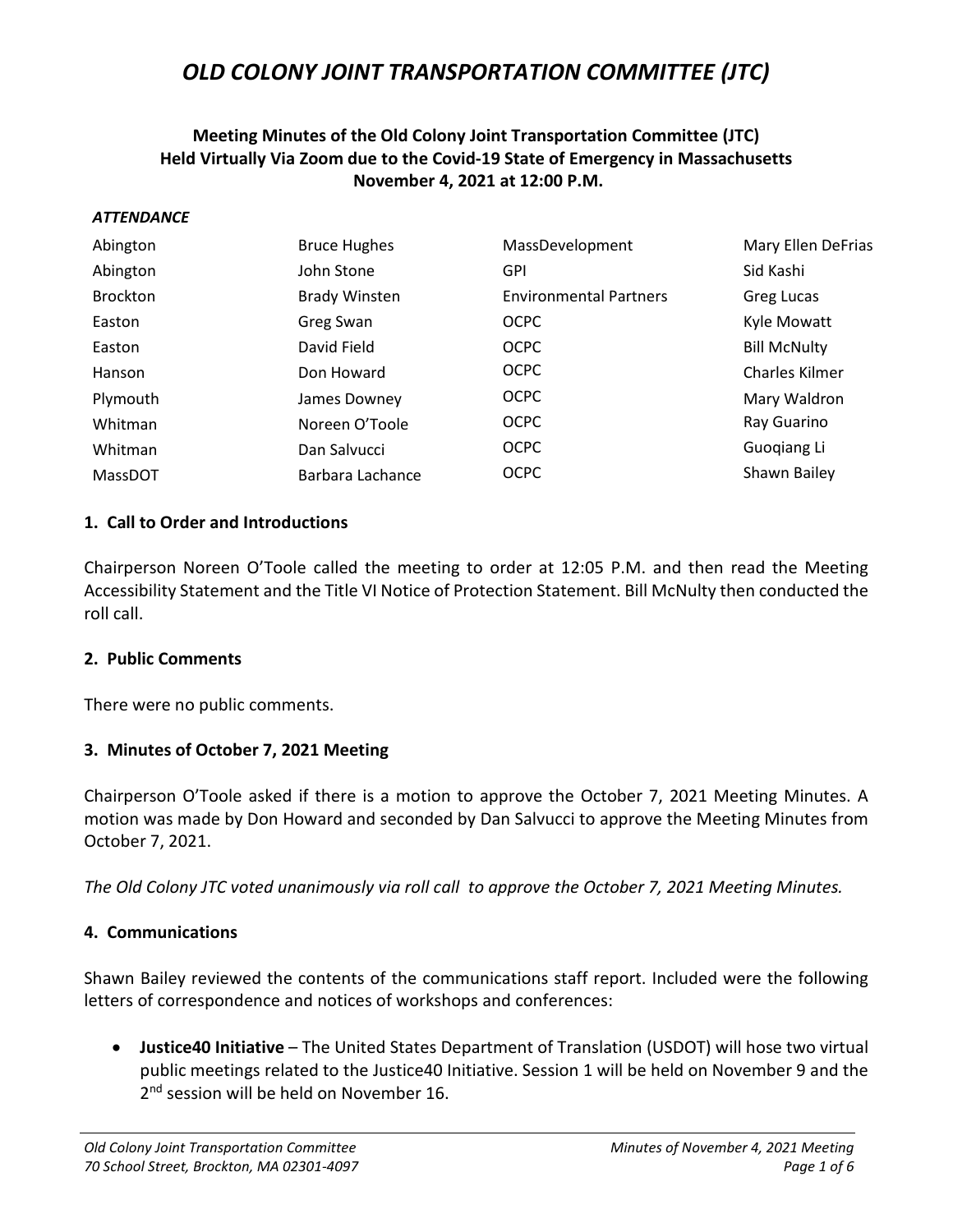# OLD COLONY JOINT TRANSPORTATION COMMITTEE (JTC)

**Meeting Minutes of the Old Colony Joint Transportation Committee (JTC)**
**Held Virtually Via Zoom due to the Covid-19 State of Emergency in Massachusetts**
**November 4, 2021 at 12:00 P.M.**

***ATTENDANCE***

| | | | |
|---|---|---|---|
| Abington | Bruce Hughes | MassDevelopment | Mary Ellen DeFrias |
| Abington | John Stone | GPI | Sid Kashi |
| Brockton | Brady Winsten | Environmental Partners | Greg Lucas |
| Easton | Greg Swan | OCPC | Kyle Mowatt |
| Easton | David Field | OCPC | Bill McNulty |
| Hanson | Don Howard | OCPC | Charles Kilmer |
| Plymouth | James Downey | OCPC | Mary Waldron |
| Whitman | Noreen O'Toole | OCPC | Ray Guarino |
| Whitman | Dan Salvucci | OCPC | Guoqiang Li |
| MassDOT | Barbara Lachance | OCPC | Shawn Bailey |

## 1. Call to Order and Introductions

Chairperson Noreen O'Toole called the meeting to order at 12:05 P.M. and then read the Meeting Accessibility Statement and the Title VI Notice of Protection Statement. Bill McNulty then conducted the roll call.

## 2. Public Comments

There were no public comments.

## 3. Minutes of October 7, 2021 Meeting

Chairperson O'Toole asked if there is a motion to approve the October 7, 2021 Meeting Minutes. A motion was made by Don Howard and seconded by Dan Salvucci to approve the Meeting Minutes from October 7, 2021.

*The Old Colony JTC voted unanimously via roll call to approve the October 7, 2021 Meeting Minutes.*

## 4. Communications

Shawn Bailey reviewed the contents of the communications staff report. Included were the following letters of correspondence and notices of workshops and conferences:

- **Justice40 Initiative** – The United States Department of Translation (USDOT) will hose two virtual public meetings related to the Justice40 Initiative. Session 1 will be held on November 9 and the 2nd session will be held on November 16.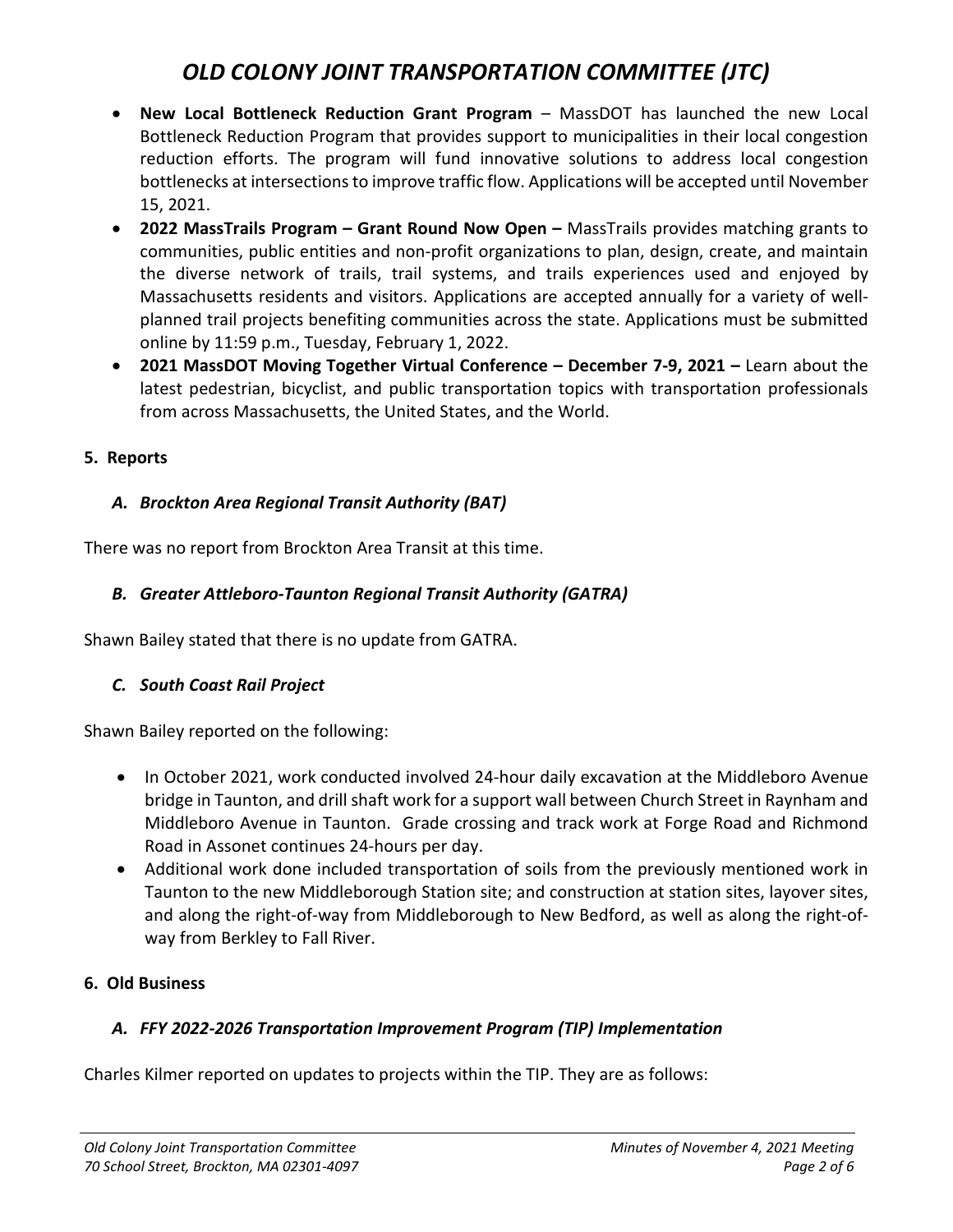- **New Local Bottleneck Reduction Grant Program** – MassDOT has launched the new Local Bottleneck Reduction Program that provides support to municipalities in their local congestion reduction efforts. The program will fund innovative solutions to address local congestion bottlenecks at intersections to improve traffic flow. Applications will be accepted until November 15, 2021.
- **2022 MassTrails Program – Grant Round Now Open –** MassTrails provides matching grants to communities, public entities and non-profit organizations to plan, design, create, and maintain the diverse network of trails, trail systems, and trails experiences used and enjoyed by Massachusetts residents and visitors. Applications are accepted annually for a variety of well-planned trail projects benefiting communities across the state. Applications must be submitted online by 11:59 p.m., Tuesday, February 1, 2022.
- **2021 MassDOT Moving Together Virtual Conference – December 7-9, 2021 –** Learn about the latest pedestrian, bicyclist, and public transportation topics with transportation professionals from across Massachusetts, the United States, and the World.

## 5. Reports

### *A. Brockton Area Regional Transit Authority (BAT)*

There was no report from Brockton Area Transit at this time.

### *B. Greater Attleboro-Taunton Regional Transit Authority (GATRA)*

Shawn Bailey stated that there is no update from GATRA.

### *C. South Coast Rail Project*

Shawn Bailey reported on the following:

- In October 2021, work conducted involved 24-hour daily excavation at the Middleboro Avenue bridge in Taunton, and drill shaft work for a support wall between Church Street in Raynham and Middleboro Avenue in Taunton. Grade crossing and track work at Forge Road and Richmond Road in Assonet continues 24-hours per day.
- Additional work done included transportation of soils from the previously mentioned work in Taunton to the new Middleborough Station site; and construction at station sites, layover sites, and along the right-of-way from Middleborough to New Bedford, as well as along the right-of-way from Berkley to Fall River.

## 6. Old Business

### *A. FFY 2022-2026 Transportation Improvement Program (TIP) Implementation*

Charles Kilmer reported on updates to projects within the TIP. They are as follows: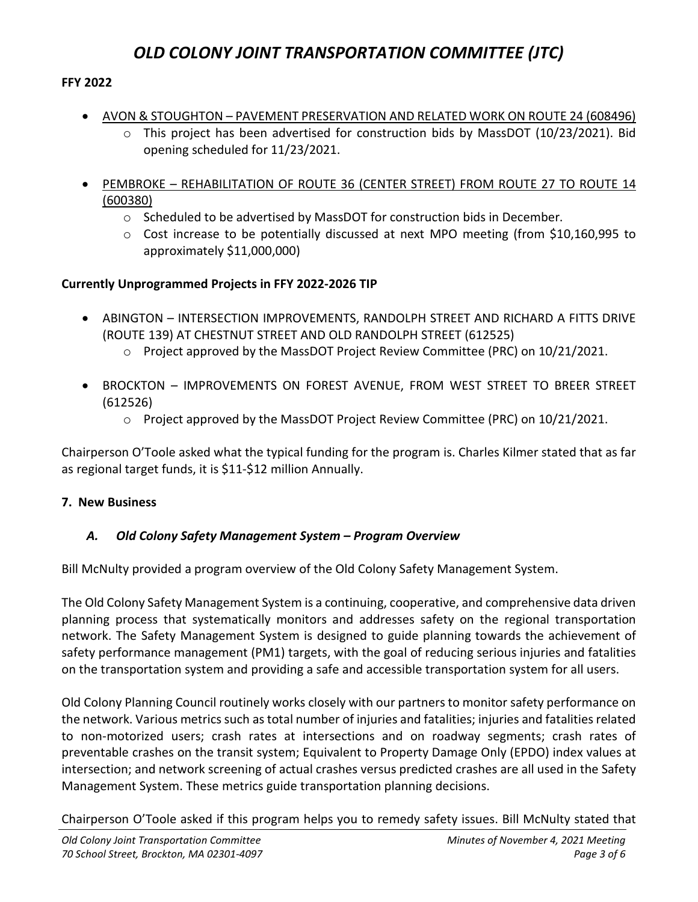**FFY 2022**

- <u>AVON & STOUGHTON – PAVEMENT PRESERVATION AND RELATED WORK ON ROUTE 24 (608496)</u>
    - This project has been advertised for construction bids by MassDOT (10/23/2021). Bid opening scheduled for 11/23/2021.

- <u>PEMBROKE – REHABILITATION OF ROUTE 36 (CENTER STREET) FROM ROUTE 27 TO ROUTE 14 (600380)</u>
    - Scheduled to be advertised by MassDOT for construction bids in December.
    - Cost increase to be potentially discussed at next MPO meeting (from $10,160,995 to approximately $11,000,000)

**Currently Unprogrammed Projects in FFY 2022-2026 TIP**

- ABINGTON – INTERSECTION IMPROVEMENTS, RANDOLPH STREET AND RICHARD A FITTS DRIVE (ROUTE 139) AT CHESTNUT STREET AND OLD RANDOLPH STREET (612525)
    - Project approved by the MassDOT Project Review Committee (PRC) on 10/21/2021.

- BROCKTON – IMPROVEMENTS ON FOREST AVENUE, FROM WEST STREET TO BREER STREET (612526)
    - Project approved by the MassDOT Project Review Committee (PRC) on 10/21/2021.

Chairperson O'Toole asked what the typical funding for the program is. Charles Kilmer stated that as far as regional target funds, it is $11-$12 million Annually.

**7. New Business**

***A. Old Colony Safety Management System – Program Overview***

Bill McNulty provided a program overview of the Old Colony Safety Management System.

The Old Colony Safety Management System is a continuing, cooperative, and comprehensive data driven planning process that systematically monitors and addresses safety on the regional transportation network. The Safety Management System is designed to guide planning towards the achievement of safety performance management (PM1) targets, with the goal of reducing serious injuries and fatalities on the transportation system and providing a safe and accessible transportation system for all users.

Old Colony Planning Council routinely works closely with our partners to monitor safety performance on the network. Various metrics such as total number of injuries and fatalities; injuries and fatalities related to non-motorized users; crash rates at intersections and on roadway segments; crash rates of preventable crashes on the transit system; Equivalent to Property Damage Only (EPDO) index values at intersection; and network screening of actual crashes versus predicted crashes are all used in the Safety Management System. These metrics guide transportation planning decisions.

Chairperson O'Toole asked if this program helps you to remedy safety issues. Bill McNulty stated that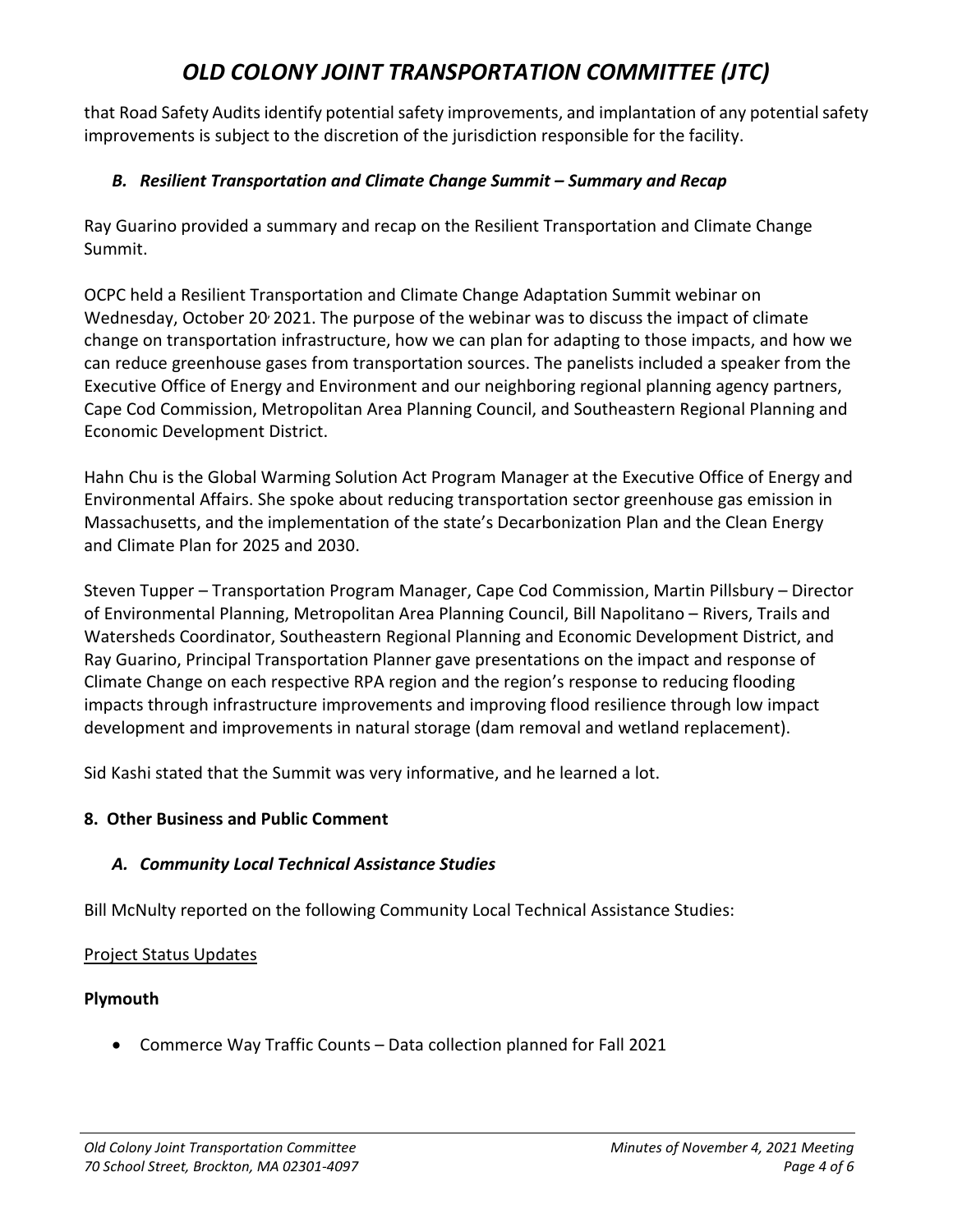that Road Safety Audits identify potential safety improvements, and implantation of any potential safety improvements is subject to the discretion of the jurisdiction responsible for the facility.

### *B. Resilient Transportation and Climate Change Summit – Summary and Recap*

Ray Guarino provided a summary and recap on the Resilient Transportation and Climate Change Summit.

OCPC held a Resilient Transportation and Climate Change Adaptation Summit webinar on Wednesday, October 20, 2021. The purpose of the webinar was to discuss the impact of climate change on transportation infrastructure, how we can plan for adapting to those impacts, and how we can reduce greenhouse gases from transportation sources. The panelists included a speaker from the Executive Office of Energy and Environment and our neighboring regional planning agency partners, Cape Cod Commission, Metropolitan Area Planning Council, and Southeastern Regional Planning and Economic Development District.

Hahn Chu is the Global Warming Solution Act Program Manager at the Executive Office of Energy and Environmental Affairs. She spoke about reducing transportation sector greenhouse gas emission in Massachusetts, and the implementation of the state's Decarbonization Plan and the Clean Energy and Climate Plan for 2025 and 2030.

Steven Tupper – Transportation Program Manager, Cape Cod Commission, Martin Pillsbury – Director of Environmental Planning, Metropolitan Area Planning Council, Bill Napolitano – Rivers, Trails and Watersheds Coordinator, Southeastern Regional Planning and Economic Development District, and Ray Guarino, Principal Transportation Planner gave presentations on the impact and response of Climate Change on each respective RPA region and the region's response to reducing flooding impacts through infrastructure improvements and improving flood resilience through low impact development and improvements in natural storage (dam removal and wetland replacement).

Sid Kashi stated that the Summit was very informative, and he learned a lot.

## 8. Other Business and Public Comment

### *A. Community Local Technical Assistance Studies*

Bill McNulty reported on the following Community Local Technical Assistance Studies:

<u>Project Status Updates</u>

**Plymouth**

- Commerce Way Traffic Counts – Data collection planned for Fall 2021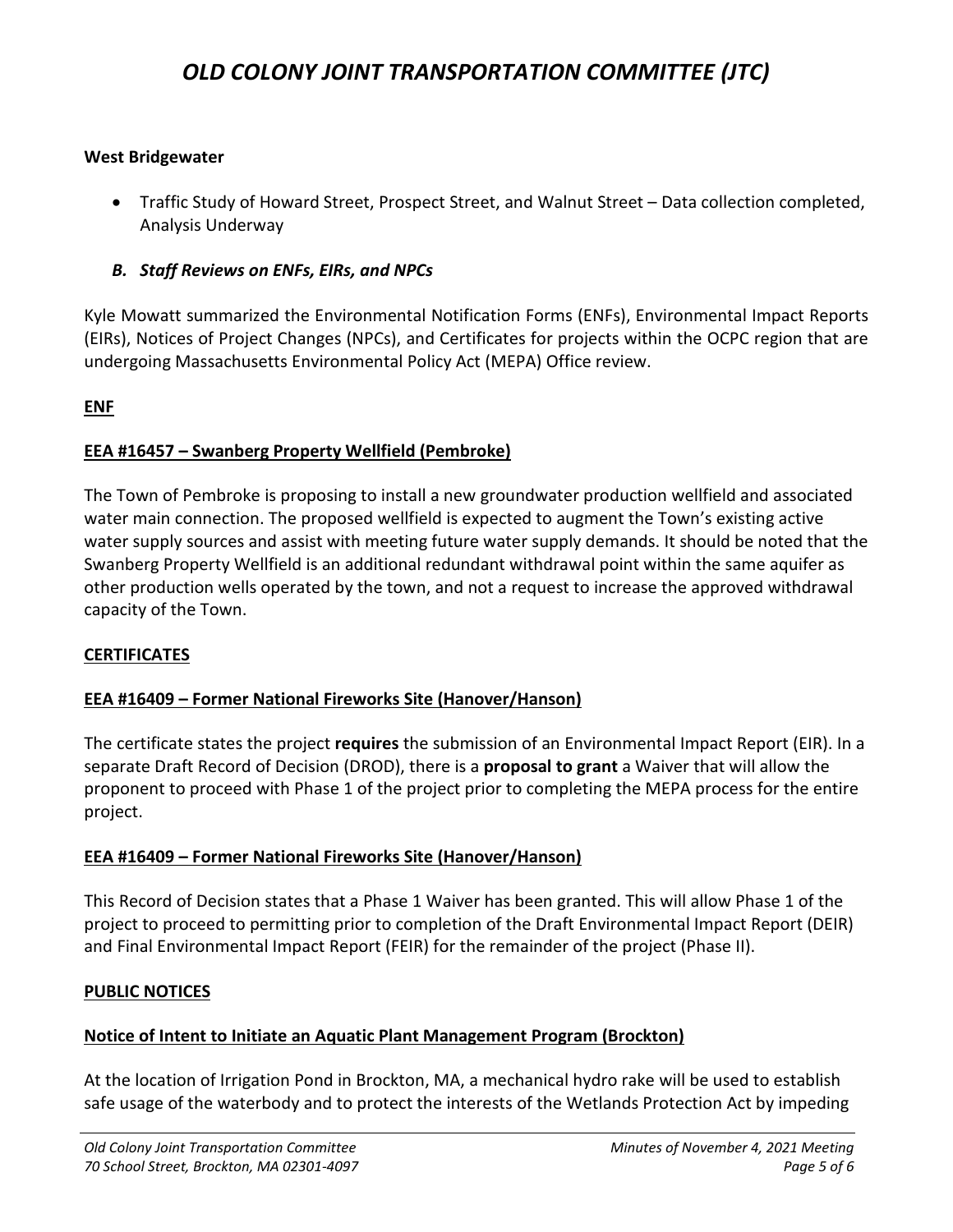**West Bridgewater**

- Traffic Study of Howard Street, Prospect Street, and Walnut Street – Data collection completed, Analysis Underway

### *B. Staff Reviews on ENFs, EIRs, and NPCs*

Kyle Mowatt summarized the Environmental Notification Forms (ENFs), Environmental Impact Reports (EIRs), Notices of Project Changes (NPCs), and Certificates for projects within the OCPC region that are undergoing Massachusetts Environmental Policy Act (MEPA) Office review.

**ENF**

**EEA #16457 – Swanberg Property Wellfield (Pembroke)**

The Town of Pembroke is proposing to install a new groundwater production wellfield and associated water main connection. The proposed wellfield is expected to augment the Town's existing active water supply sources and assist with meeting future water supply demands. It should be noted that the Swanberg Property Wellfield is an additional redundant withdrawal point within the same aquifer as other production wells operated by the town, and not a request to increase the approved withdrawal capacity of the Town.

**CERTIFICATES**

**EEA #16409 – Former National Fireworks Site (Hanover/Hanson)**

The certificate states the project **requires** the submission of an Environmental Impact Report (EIR). In a separate Draft Record of Decision (DROD), there is a **proposal to grant** a Waiver that will allow the proponent to proceed with Phase 1 of the project prior to completing the MEPA process for the entire project.

**EEA #16409 – Former National Fireworks Site (Hanover/Hanson)**

This Record of Decision states that a Phase 1 Waiver has been granted. This will allow Phase 1 of the project to proceed to permitting prior to completion of the Draft Environmental Impact Report (DEIR) and Final Environmental Impact Report (FEIR) for the remainder of the project (Phase II).

**PUBLIC NOTICES**

**Notice of Intent to Initiate an Aquatic Plant Management Program (Brockton)**

At the location of Irrigation Pond in Brockton, MA, a mechanical hydro rake will be used to establish safe usage of the waterbody and to protect the interests of the Wetlands Protection Act by impeding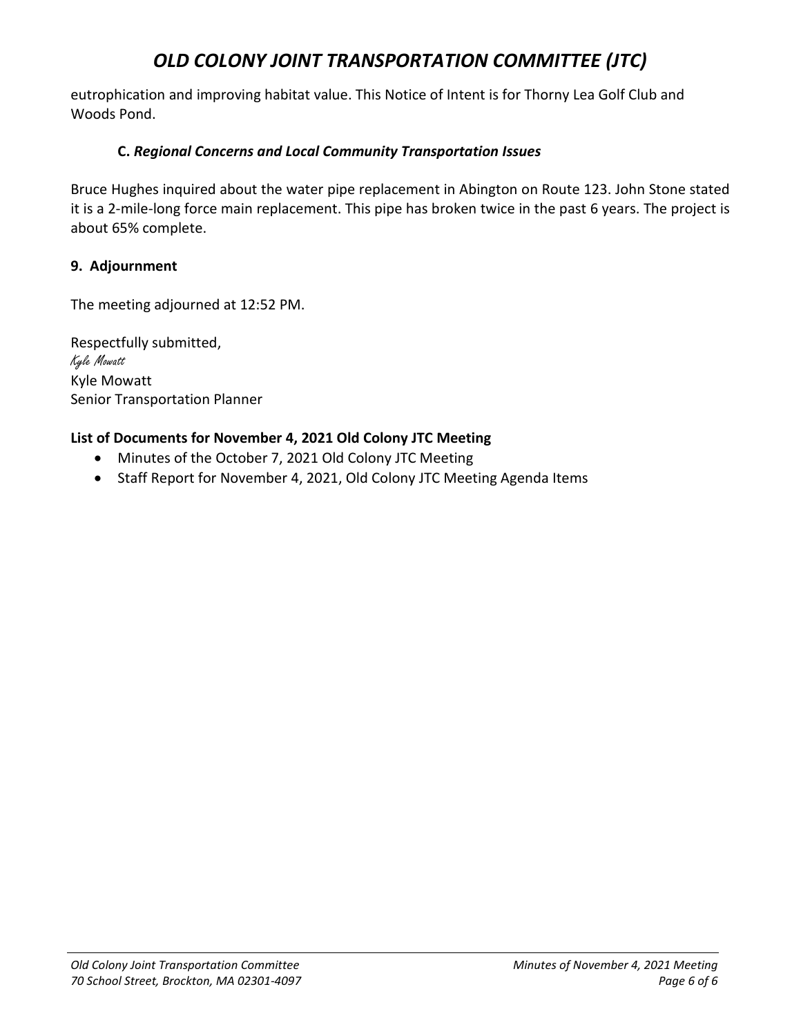eutrophication and improving habitat value. This Notice of Intent is for Thorny Lea Golf Club and Woods Pond.

### C. *Regional Concerns and Local Community Transportation Issues*

Bruce Hughes inquired about the water pipe replacement in Abington on Route 123. John Stone stated it is a 2-mile-long force main replacement. This pipe has broken twice in the past 6 years. The project is about 65% complete.

### 9. Adjournment

The meeting adjourned at 12:52 PM.

Respectfully submitted,
*Kyle Mowatt*
Kyle Mowatt
Senior Transportation Planner

**List of Documents for November 4, 2021 Old Colony JTC Meeting**

- Minutes of the October 7, 2021 Old Colony JTC Meeting
- Staff Report for November 4, 2021, Old Colony JTC Meeting Agenda Items